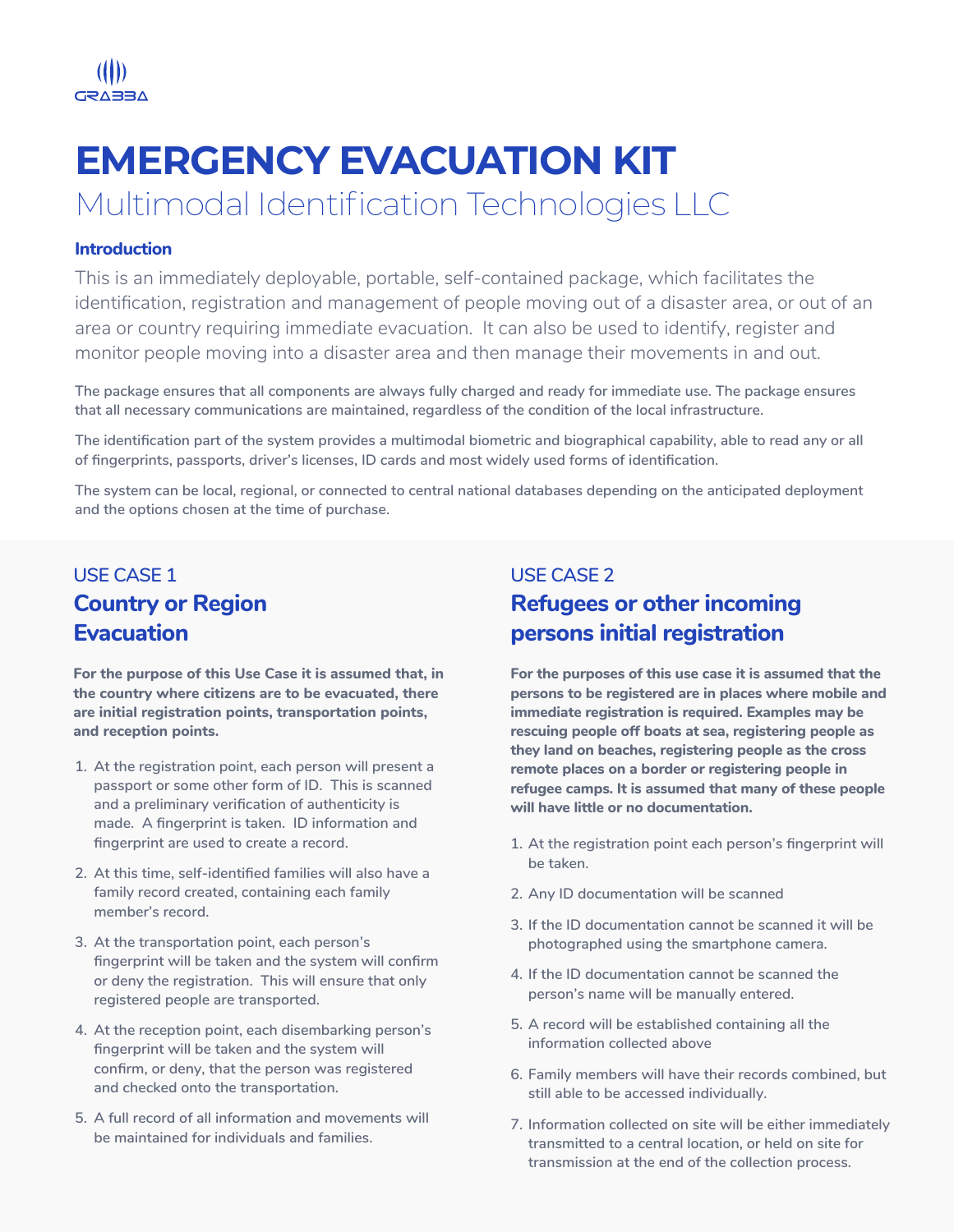GRABBA

# EMERGENCY EVACUATION KIT

## Multimodal Identification Technologies LLC

### Introduction

This is an immediately deployable, portable, self-contained package, which facilitates the identification, registration and management of people moving out of a disaster area, or out of an area or country requiring immediate evacuation. It can also be used to identify, register and monitor people moving into a disaster area and then manage their movements in and out.

The package ensures that all components are always fully charged and ready for immediate use. The package ensures that all necessary communications are maintained, regardless of the condition of the local infrastructure.

The identification part of the system provides a multimodal biometric and biographical capability, able to read any or all of fingerprints, passports, driver's licenses, ID cards and most widely used forms of identification.

The system can be local, regional, or connected to central national databases depending on the anticipated deployment and the options chosen at the time of purchase.

### USE CASE 1

## Country or Region Evacuation

**For the purpose of this Use Case it is assumed that, in the country where citizens are to be evacuated, there are initial registration points, transportation points, and reception points.**

1. At the registration point, each person will present a passport or some other form of ID. This is scanned and a preliminary verification of authenticity is made. A fingerprint is taken. ID information and fingerprint are used to create a record.
2. At this time, self-identified families will also have a family record created, containing each family member's record.
3. At the transportation point, each person's fingerprint will be taken and the system will confirm or deny the registration. This will ensure that only registered people are transported.
4. At the reception point, each disembarking person's fingerprint will be taken and the system will confirm, or deny, that the person was registered and checked onto the transportation.
5. A full record of all information and movements will be maintained for individuals and families.

### USE CASE 2

## Refugees or other incoming persons initial registration

**For the purposes of this use case it is assumed that the persons to be registered are in places where mobile and immediate registration is required. Examples may be rescuing people off boats at sea, registering people as they land on beaches, registering people as the cross remote places on a border or registering people in refugee camps. It is assumed that many of these people will have little or no documentation.**

1. At the registration point each person's fingerprint will be taken.
2. Any ID documentation will be scanned
3. If the ID documentation cannot be scanned it will be photographed using the smartphone camera.
4. If the ID documentation cannot be scanned the person's name will be manually entered.
5. A record will be established containing all the information collected above
6. Family members will have their records combined, but still able to be accessed individually.
7. Information collected on site will be either immediately transmitted to a central location, or held on site for transmission at the end of the collection process.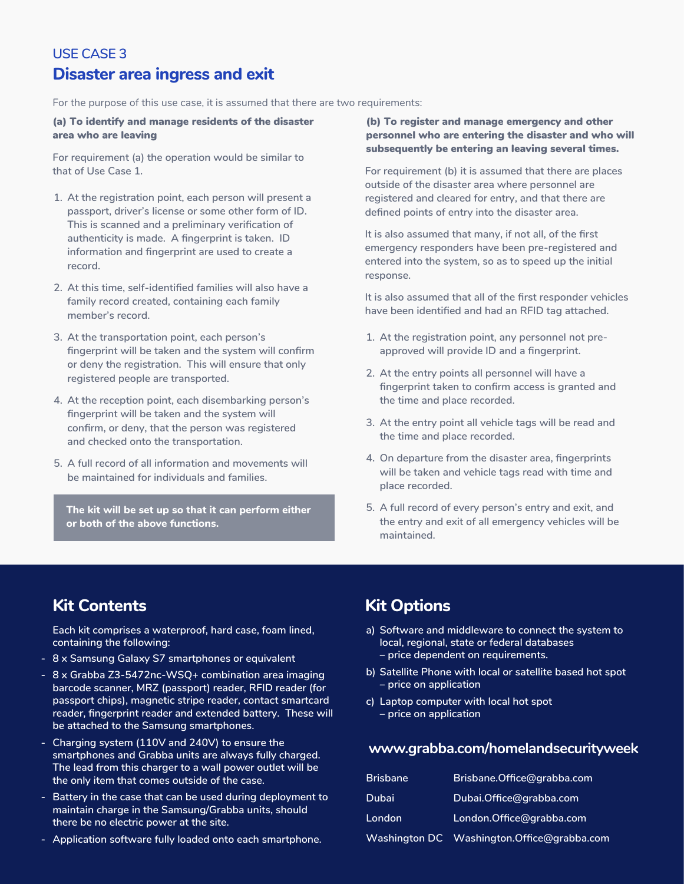## USE CASE 3

# Disaster area ingress and exit

For the purpose of this use case, it is assumed that there are two requirements:

**(a) To identify and manage residents of the disaster area who are leaving**

For requirement (a) the operation would be similar to that of Use Case 1.

1. At the registration point, each person will present a passport, driver's license or some other form of ID. This is scanned and a preliminary verification of authenticity is made. A fingerprint is taken. ID information and fingerprint are used to create a record.
2. At this time, self-identified families will also have a family record created, containing each family member's record.
3. At the transportation point, each person's fingerprint will be taken and the system will confirm or deny the registration. This will ensure that only registered people are transported.
4. At the reception point, each disembarking person's fingerprint will be taken and the system will confirm, or deny, that the person was registered and checked onto the transportation.
5. A full record of all information and movements will be maintained for individuals and families.

**The kit will be set up so that it can perform either or both of the above functions.**

**(b) To register and manage emergency and other personnel who are entering the disaster and who will subsequently be entering an leaving several times.**

For requirement (b) it is assumed that there are places outside of the disaster area where personnel are registered and cleared for entry, and that there are defined points of entry into the disaster area.

It is also assumed that many, if not all, of the first emergency responders have been pre-registered and entered into the system, so as to speed up the initial response.

It is also assumed that all of the first responder vehicles have been identified and had an RFID tag attached.

1. At the registration point, any personnel not pre-approved will provide ID and a fingerprint.
2. At the entry points all personnel will have a fingerprint taken to confirm access is granted and the time and place recorded.
3. At the entry point all vehicle tags will be read and the time and place recorded.
4. On departure from the disaster area, fingerprints will be taken and vehicle tags read with time and place recorded.
5. A full record of every person's entry and exit, and the entry and exit of all emergency vehicles will be maintained.

## Kit Contents

Each kit comprises a waterproof, hard case, foam lined, containing the following:

- 8 x Samsung Galaxy S7 smartphones or equivalent
- 8 x Grabba Z3-5472nc-WSQ+ combination area imaging barcode scanner, MRZ (passport) reader, RFID reader (for passport chips), magnetic stripe reader, contact smartcard reader, fingerprint reader and extended battery. These will be attached to the Samsung smartphones.
- Charging system (110V and 240V) to ensure the smartphones and Grabba units are always fully charged. The lead from this charger to a wall power outlet will be the only item that comes outside of the case.
- Battery in the case that can be used during deployment to maintain charge in the Samsung/Grabba units, should there be no electric power at the site.
- Application software fully loaded onto each smartphone.

## Kit Options

a) Software and middleware to connect the system to local, regional, state or federal databases – price dependent on requirements.

b) Satellite Phone with local or satellite based hot spot – price on application

c) Laptop computer with local hot spot – price on application

### www.grabba.com/homelandsecurityweek

| | |
|---|---|
| Brisbane | Brisbane.Office@grabba.com |
| Dubai | Dubai.Office@grabba.com |
| London | London.Office@grabba.com |
| Washington DC | Washington.Office@grabba.com |